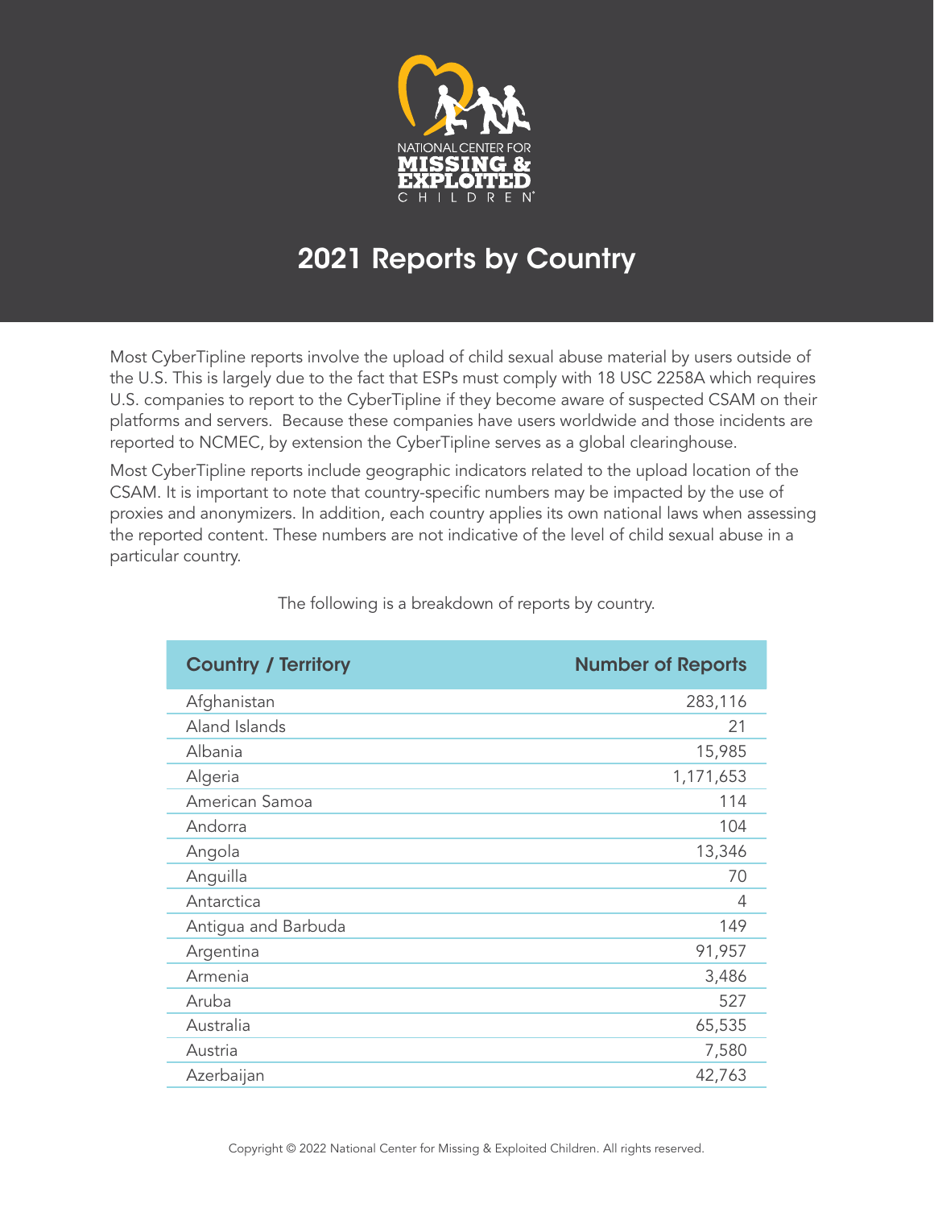NATIONAL CENTER FOR MISSING & EXPLOITED CHILDREN

# 2021 Reports by Country

Most CyberTipline reports involve the upload of child sexual abuse material by users outside of the U.S. This is largely due to the fact that ESPs must comply with 18 USC 2258A which requires U.S. companies to report to the CyberTipline if they become aware of suspected CSAM on their platforms and servers. Because these companies have users worldwide and those incidents are reported to NCMEC, by extension the CyberTipline serves as a global clearinghouse.

Most CyberTipline reports include geographic indicators related to the upload location of the CSAM. It is important to note that country-specific numbers may be impacted by the use of proxies and anonymizers. In addition, each country applies its own national laws when assessing the reported content. These numbers are not indicative of the level of child sexual abuse in a particular country.

The following is a breakdown of reports by country.

| Country / Territory | Number of Reports |
|---|---:|
| Afghanistan | 283,116 |
| Aland Islands | 21 |
| Albania | 15,985 |
| Algeria | 1,171,653 |
| American Samoa | 114 |
| Andorra | 104 |
| Angola | 13,346 |
| Anguilla | 70 |
| Antarctica | 4 |
| Antigua and Barbuda | 149 |
| Argentina | 91,957 |
| Armenia | 3,486 |
| Aruba | 527 |
| Australia | 65,535 |
| Austria | 7,580 |
| Azerbaijan | 42,763 |

Copyright © 2022 National Center for Missing & Exploited Children. All rights reserved.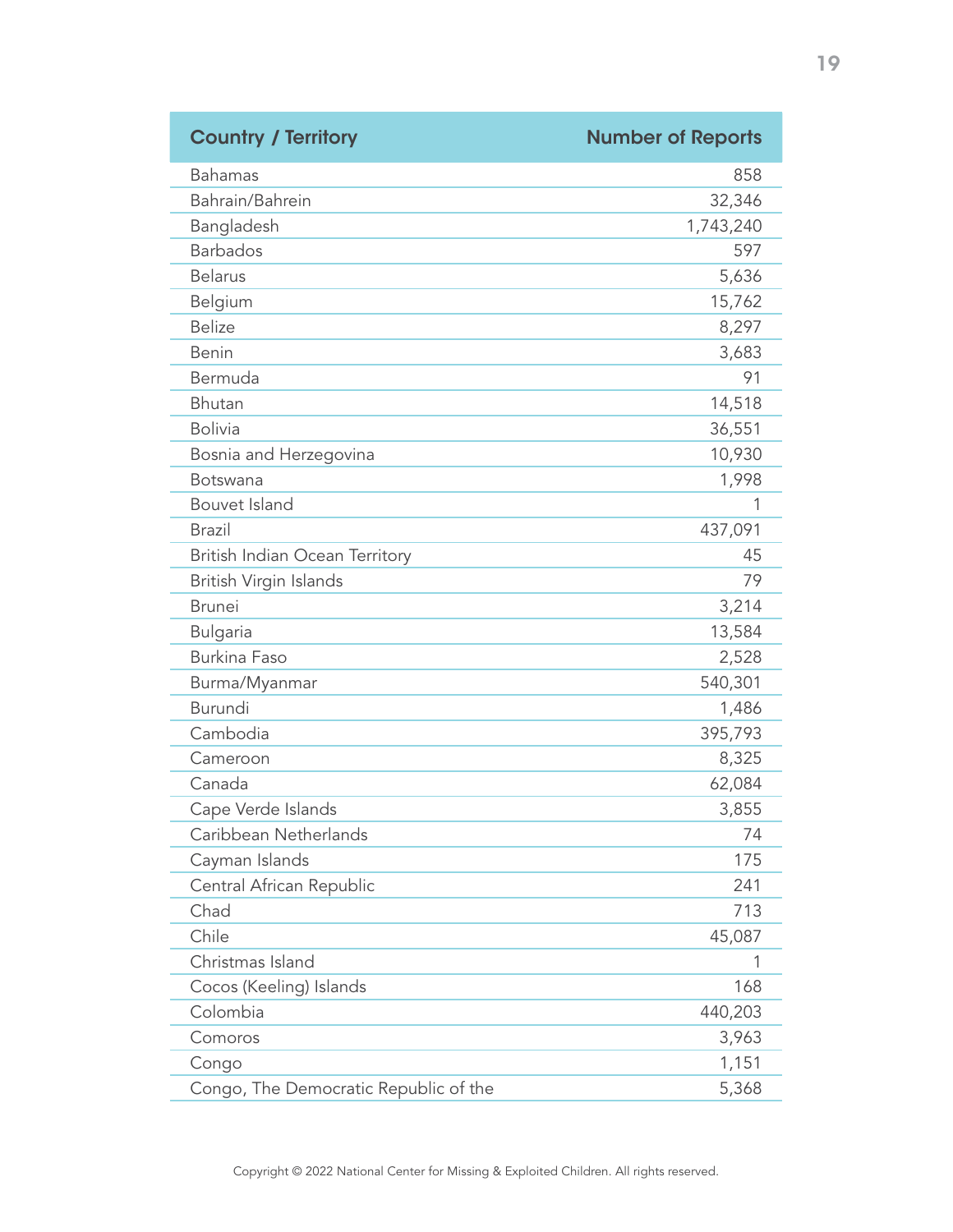| Country / Territory | Number of Reports |
|---|---|
| Bahamas | 858 |
| Bahrain/Bahrein | 32,346 |
| Bangladesh | 1,743,240 |
| Barbados | 597 |
| Belarus | 5,636 |
| Belgium | 15,762 |
| Belize | 8,297 |
| Benin | 3,683 |
| Bermuda | 91 |
| Bhutan | 14,518 |
| Bolivia | 36,551 |
| Bosnia and Herzegovina | 10,930 |
| Botswana | 1,998 |
| Bouvet Island | 1 |
| Brazil | 437,091 |
| British Indian Ocean Territory | 45 |
| British Virgin Islands | 79 |
| Brunei | 3,214 |
| Bulgaria | 13,584 |
| Burkina Faso | 2,528 |
| Burma/Myanmar | 540,301 |
| Burundi | 1,486 |
| Cambodia | 395,793 |
| Cameroon | 8,325 |
| Canada | 62,084 |
| Cape Verde Islands | 3,855 |
| Caribbean Netherlands | 74 |
| Cayman Islands | 175 |
| Central African Republic | 241 |
| Chad | 713 |
| Chile | 45,087 |
| Christmas Island | 1 |
| Cocos (Keeling) Islands | 168 |
| Colombia | 440,203 |
| Comoros | 3,963 |
| Congo | 1,151 |
| Congo, The Democratic Republic of the | 5,368 |

Copyright © 2022 National Center for Missing & Exploited Children. All rights reserved.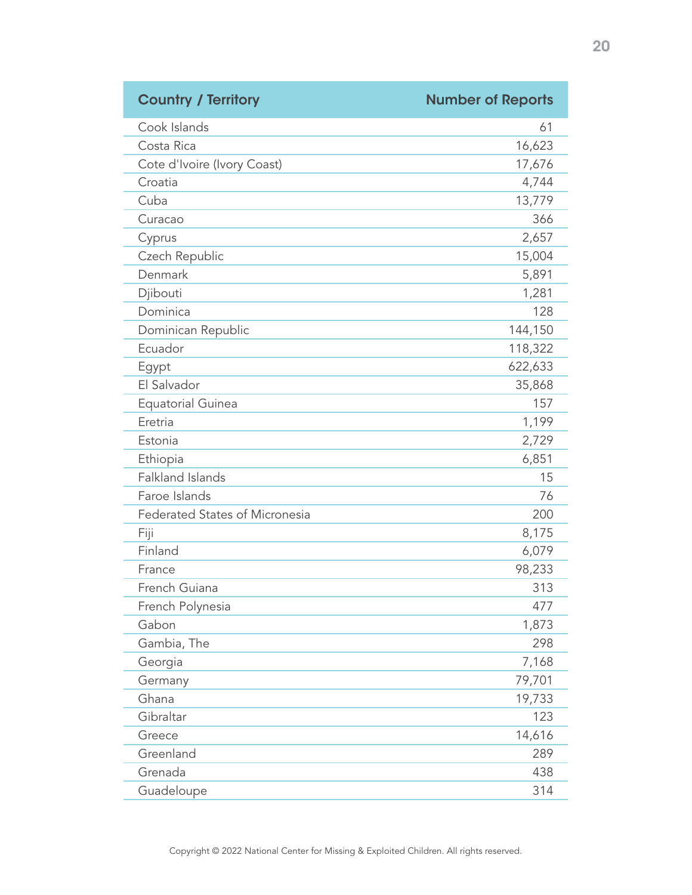| Country / Territory | Number of Reports |
|---|---:|
| Cook Islands | 61 |
| Costa Rica | 16,623 |
| Cote d'Ivoire (Ivory Coast) | 17,676 |
| Croatia | 4,744 |
| Cuba | 13,779 |
| Curacao | 366 |
| Cyprus | 2,657 |
| Czech Republic | 15,004 |
| Denmark | 5,891 |
| Djibouti | 1,281 |
| Dominica | 128 |
| Dominican Republic | 144,150 |
| Ecuador | 118,322 |
| Egypt | 622,633 |
| El Salvador | 35,868 |
| Equatorial Guinea | 157 |
| Eretria | 1,199 |
| Estonia | 2,729 |
| Ethiopia | 6,851 |
| Falkland Islands | 15 |
| Faroe Islands | 76 |
| Federated States of Micronesia | 200 |
| Fiji | 8,175 |
| Finland | 6,079 |
| France | 98,233 |
| French Guiana | 313 |
| French Polynesia | 477 |
| Gabon | 1,873 |
| Gambia, The | 298 |
| Georgia | 7,168 |
| Germany | 79,701 |
| Ghana | 19,733 |
| Gibraltar | 123 |
| Greece | 14,616 |
| Greenland | 289 |
| Grenada | 438 |
| Guadeloupe | 314 |

Copyright © 2022 National Center for Missing & Exploited Children. All rights reserved.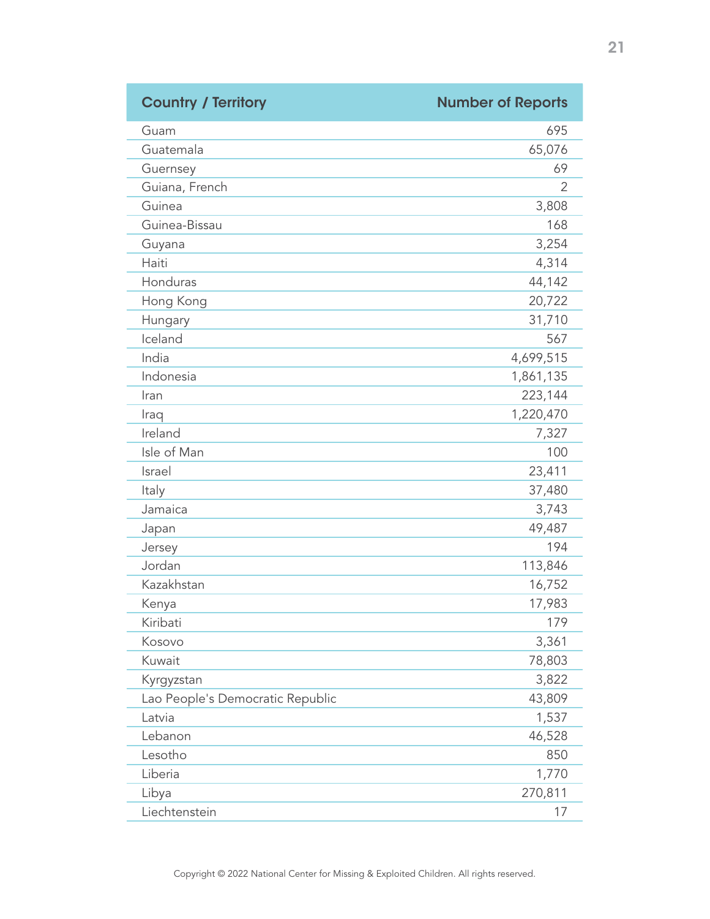| Country / Territory | Number of Reports |
|---|---|
| Guam | 695 |
| Guatemala | 65,076 |
| Guernsey | 69 |
| Guiana, French | 2 |
| Guinea | 3,808 |
| Guinea-Bissau | 168 |
| Guyana | 3,254 |
| Haiti | 4,314 |
| Honduras | 44,142 |
| Hong Kong | 20,722 |
| Hungary | 31,710 |
| Iceland | 567 |
| India | 4,699,515 |
| Indonesia | 1,861,135 |
| Iran | 223,144 |
| Iraq | 1,220,470 |
| Ireland | 7,327 |
| Isle of Man | 100 |
| Israel | 23,411 |
| Italy | 37,480 |
| Jamaica | 3,743 |
| Japan | 49,487 |
| Jersey | 194 |
| Jordan | 113,846 |
| Kazakhstan | 16,752 |
| Kenya | 17,983 |
| Kiribati | 179 |
| Kosovo | 3,361 |
| Kuwait | 78,803 |
| Kyrgyzstan | 3,822 |
| Lao People's Democratic Republic | 43,809 |
| Latvia | 1,537 |
| Lebanon | 46,528 |
| Lesotho | 850 |
| Liberia | 1,770 |
| Libya | 270,811 |
| Liechtenstein | 17 |

Copyright © 2022 National Center for Missing & Exploited Children. All rights reserved.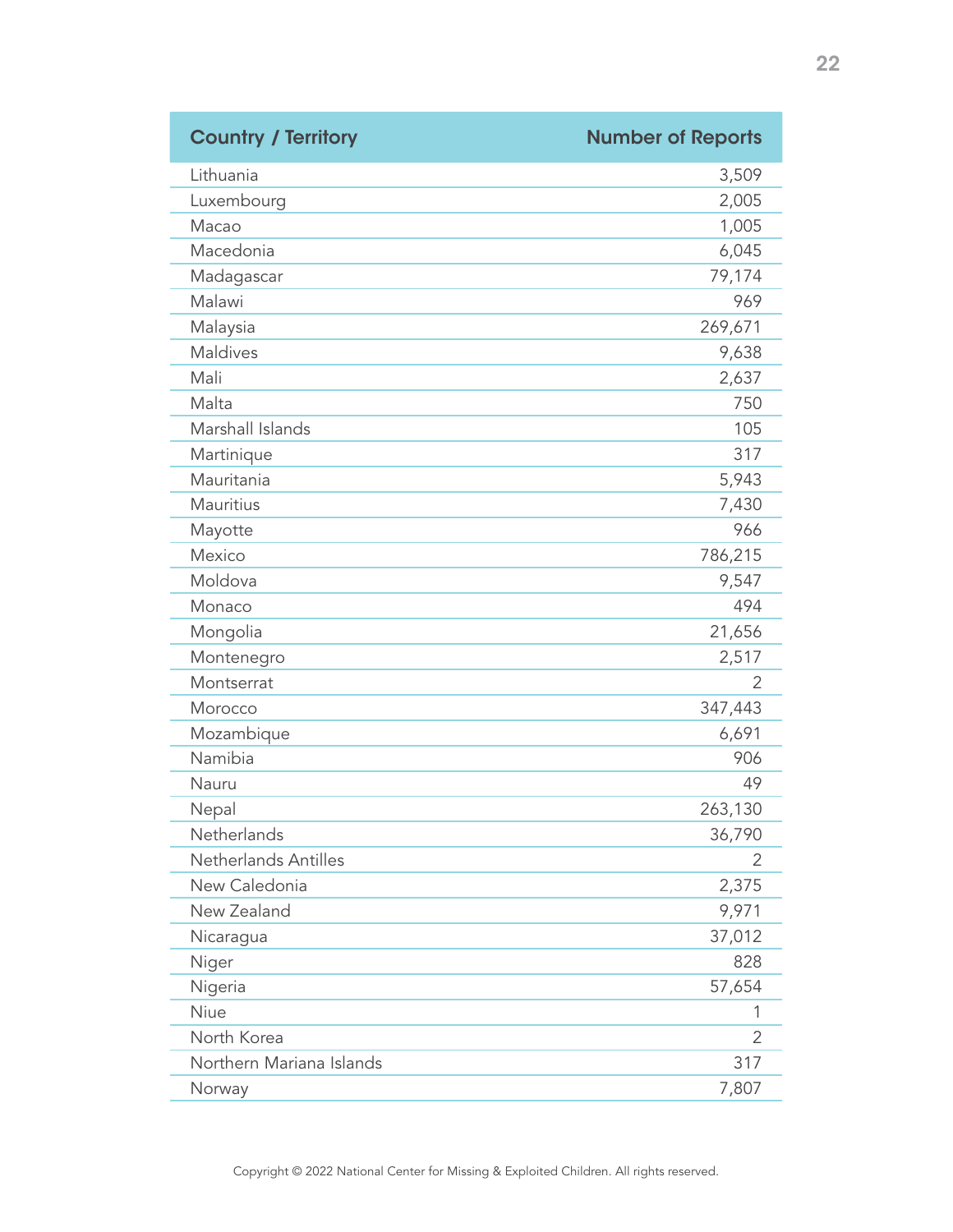| Country / Territory | Number of Reports |
|---|---|
| Lithuania | 3,509 |
| Luxembourg | 2,005 |
| Macao | 1,005 |
| Macedonia | 6,045 |
| Madagascar | 79,174 |
| Malawi | 969 |
| Malaysia | 269,671 |
| Maldives | 9,638 |
| Mali | 2,637 |
| Malta | 750 |
| Marshall Islands | 105 |
| Martinique | 317 |
| Mauritania | 5,943 |
| Mauritius | 7,430 |
| Mayotte | 966 |
| Mexico | 786,215 |
| Moldova | 9,547 |
| Monaco | 494 |
| Mongolia | 21,656 |
| Montenegro | 2,517 |
| Montserrat | 2 |
| Morocco | 347,443 |
| Mozambique | 6,691 |
| Namibia | 906 |
| Nauru | 49 |
| Nepal | 263,130 |
| Netherlands | 36,790 |
| Netherlands Antilles | 2 |
| New Caledonia | 2,375 |
| New Zealand | 9,971 |
| Nicaragua | 37,012 |
| Niger | 828 |
| Nigeria | 57,654 |
| Niue | 1 |
| North Korea | 2 |
| Northern Mariana Islands | 317 |
| Norway | 7,807 |

Copyright © 2022 National Center for Missing & Exploited Children. All rights reserved.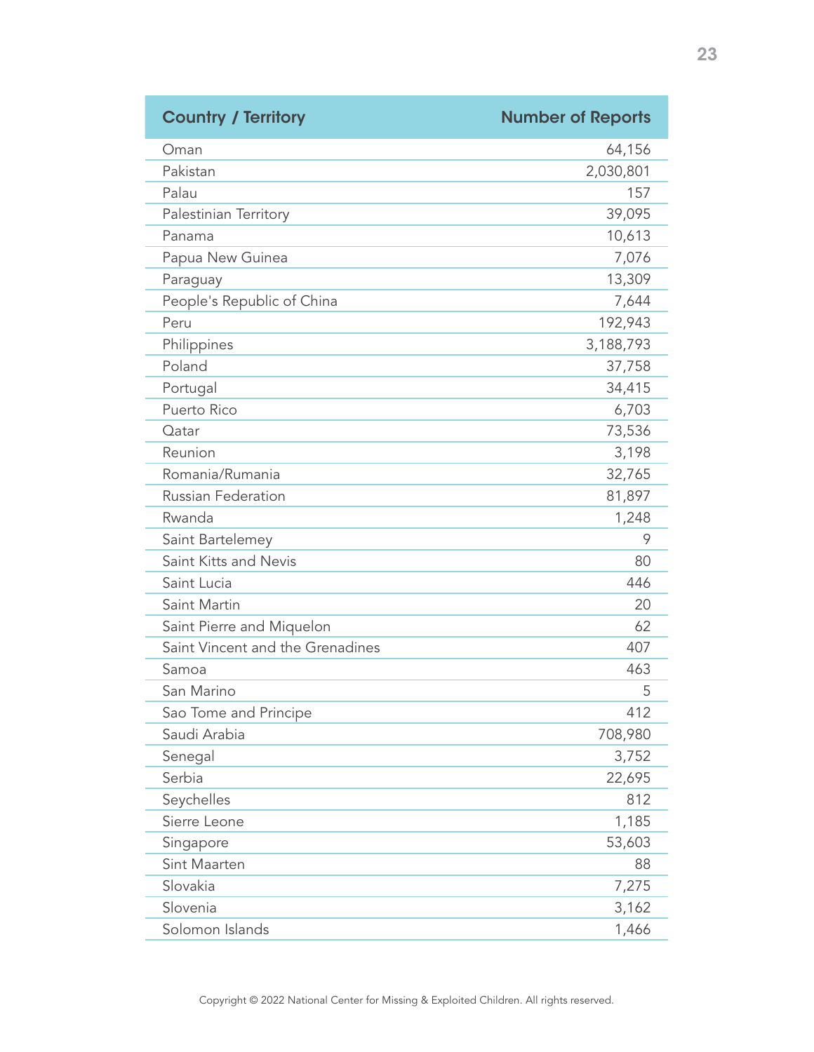| Country / Territory | Number of Reports |
|---|---|
| Oman | 64,156 |
| Pakistan | 2,030,801 |
| Palau | 157 |
| Palestinian Territory | 39,095 |
| Panama | 10,613 |
| Papua New Guinea | 7,076 |
| Paraguay | 13,309 |
| People's Republic of China | 7,644 |
| Peru | 192,943 |
| Philippines | 3,188,793 |
| Poland | 37,758 |
| Portugal | 34,415 |
| Puerto Rico | 6,703 |
| Qatar | 73,536 |
| Reunion | 3,198 |
| Romania/Rumania | 32,765 |
| Russian Federation | 81,897 |
| Rwanda | 1,248 |
| Saint Bartelemey | 9 |
| Saint Kitts and Nevis | 80 |
| Saint Lucia | 446 |
| Saint Martin | 20 |
| Saint Pierre and Miquelon | 62 |
| Saint Vincent and the Grenadines | 407 |
| Samoa | 463 |
| San Marino | 5 |
| Sao Tome and Principe | 412 |
| Saudi Arabia | 708,980 |
| Senegal | 3,752 |
| Serbia | 22,695 |
| Seychelles | 812 |
| Sierre Leone | 1,185 |
| Singapore | 53,603 |
| Sint Maarten | 88 |
| Slovakia | 7,275 |
| Slovenia | 3,162 |
| Solomon Islands | 1,466 |

Copyright © 2022 National Center for Missing & Exploited Children. All rights reserved.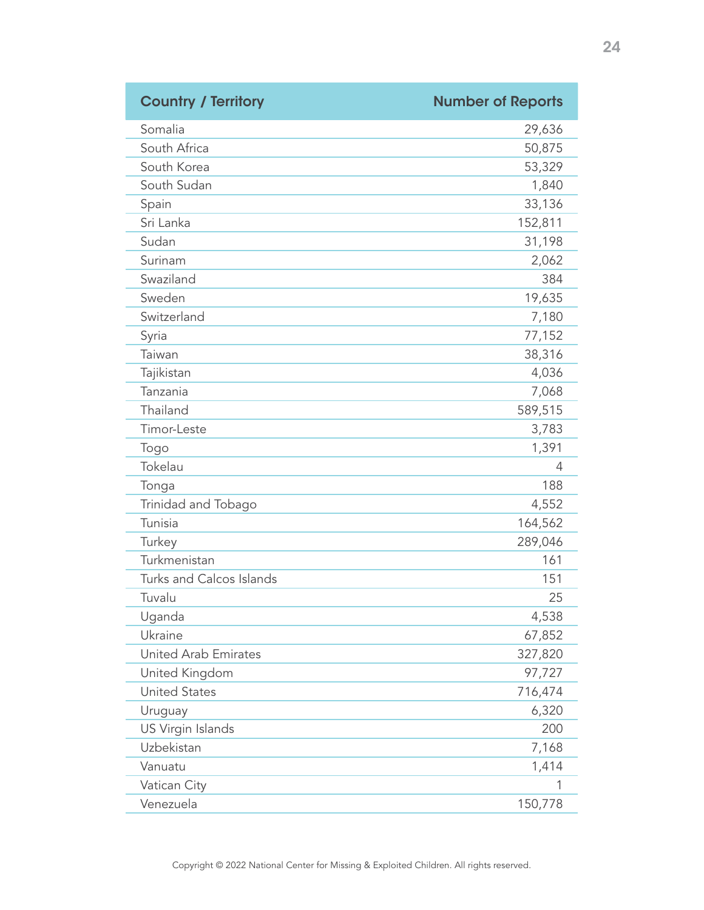| Country / Territory | Number of Reports |
| --- | --- |
| Somalia | 29,636 |
| South Africa | 50,875 |
| South Korea | 53,329 |
| South Sudan | 1,840 |
| Spain | 33,136 |
| Sri Lanka | 152,811 |
| Sudan | 31,198 |
| Surinam | 2,062 |
| Swaziland | 384 |
| Sweden | 19,635 |
| Switzerland | 7,180 |
| Syria | 77,152 |
| Taiwan | 38,316 |
| Tajikistan | 4,036 |
| Tanzania | 7,068 |
| Thailand | 589,515 |
| Timor-Leste | 3,783 |
| Togo | 1,391 |
| Tokelau | 4 |
| Tonga | 188 |
| Trinidad and Tobago | 4,552 |
| Tunisia | 164,562 |
| Turkey | 289,046 |
| Turkmenistan | 161 |
| Turks and Calcos Islands | 151 |
| Tuvalu | 25 |
| Uganda | 4,538 |
| Ukraine | 67,852 |
| United Arab Emirates | 327,820 |
| United Kingdom | 97,727 |
| United States | 716,474 |
| Uruguay | 6,320 |
| US Virgin Islands | 200 |
| Uzbekistan | 7,168 |
| Vanuatu | 1,414 |
| Vatican City | 1 |
| Venezuela | 150,778 |

Copyright © 2022 National Center for Missing & Exploited Children. All rights reserved.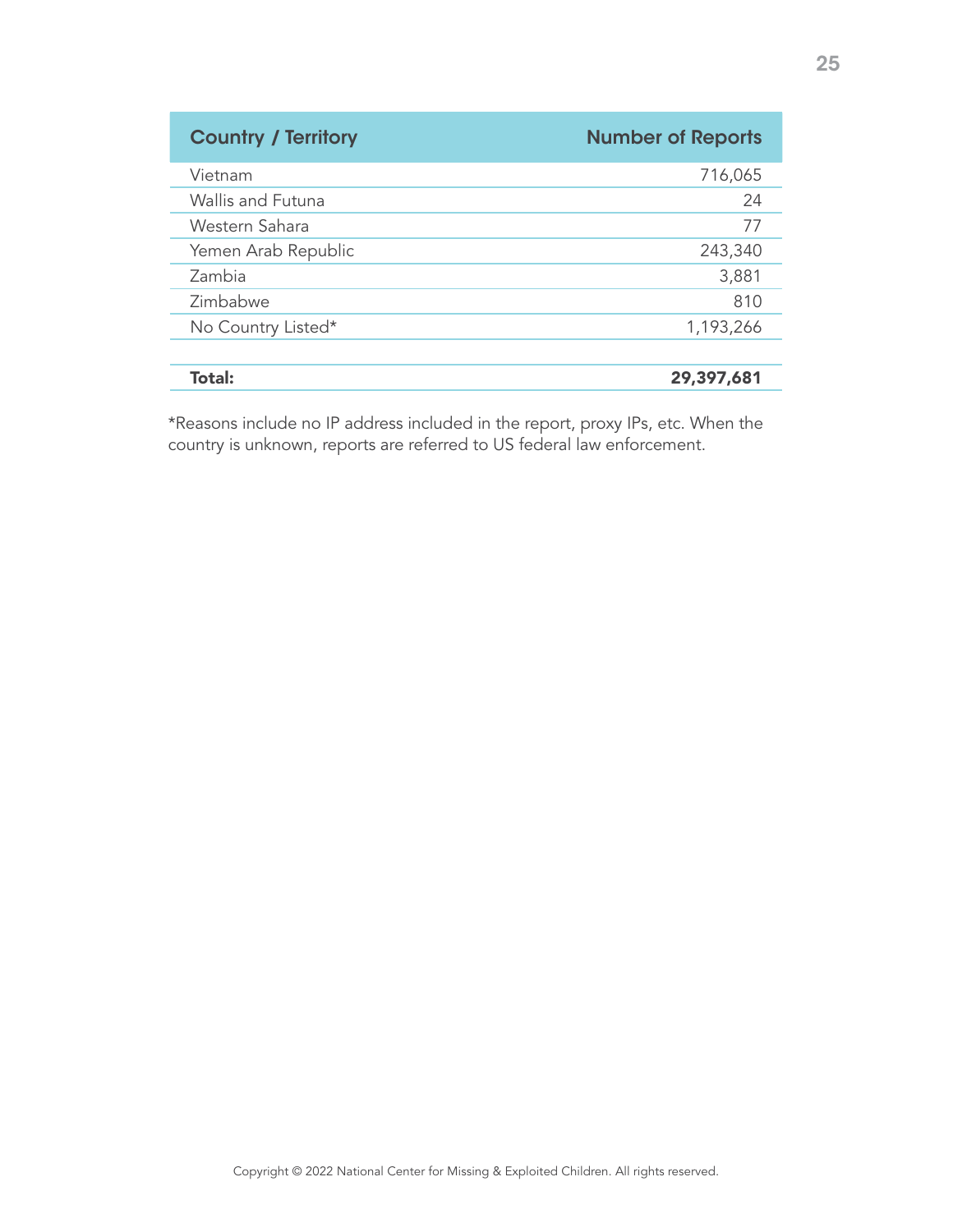| Country / Territory | Number of Reports |
| --- | --- |
| Vietnam | 716,065 |
| Wallis and Futuna | 24 |
| Western Sahara | 77 |
| Yemen Arab Republic | 243,340 |
| Zambia | 3,881 |
| Zimbabwe | 810 |
| No Country Listed* | 1,193,266 |
| | |
| **Total:** | **29,397,681** |

*Reasons include no IP address included in the report, proxy IPs, etc. When the country is unknown, reports are referred to US federal law enforcement.

Copyright © 2022 National Center for Missing & Exploited Children. All rights reserved.